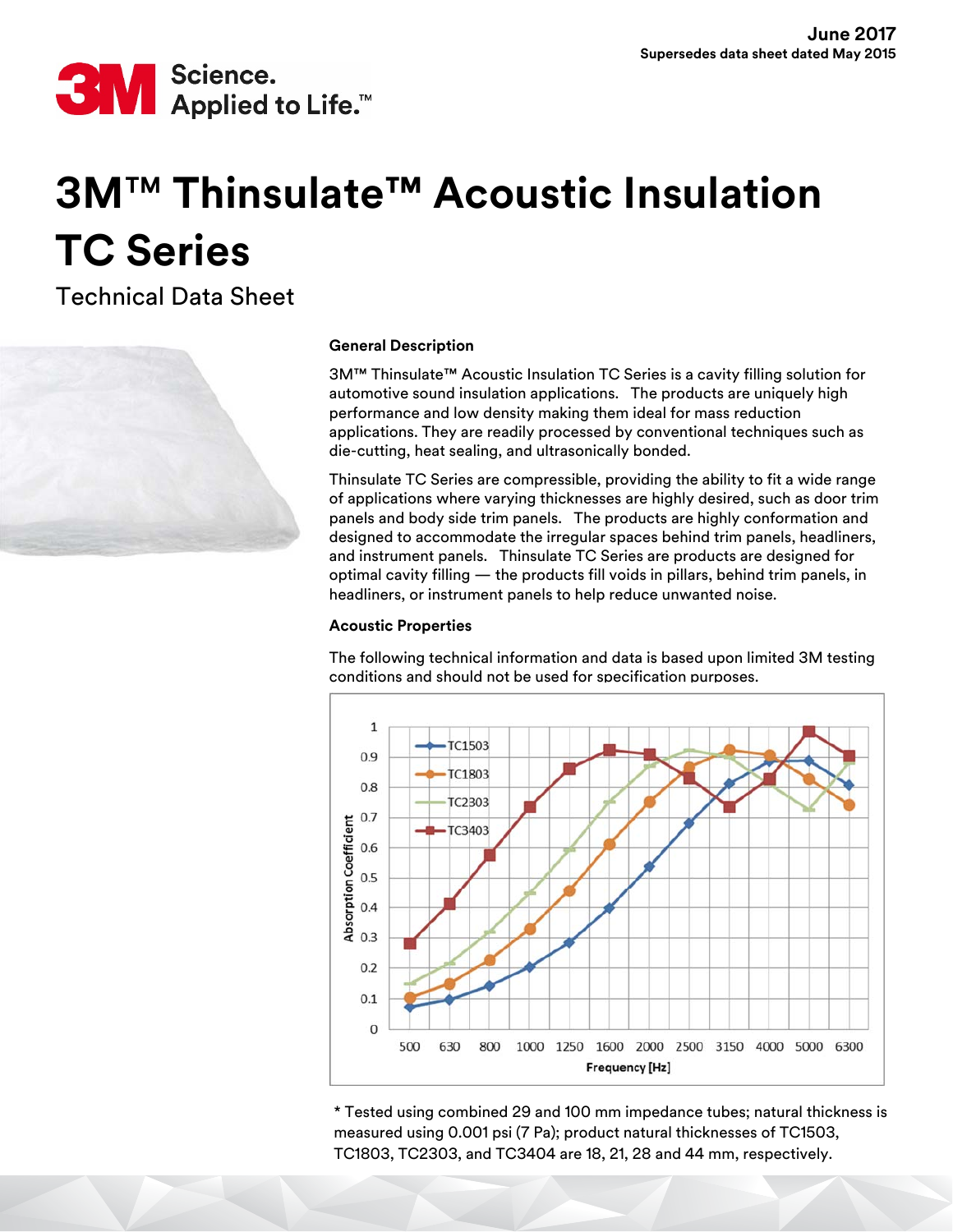June 2017
Supersedes data sheet dated May 2015

# 3M™ Thinsulate™ Acoustic Insulation TC Series

## Technical Data Sheet

### General Description

3M™ Thinsulate™ Acoustic Insulation TC Series is a cavity filling solution for automotive sound insulation applications. The products are uniquely high performance and low density making them ideal for mass reduction applications. They are readily processed by conventional techniques such as die-cutting, heat sealing, and ultrasonically bonded.

Thinsulate TC Series are compressible, providing the ability to fit a wide range of applications where varying thicknesses are highly desired, such as door trim panels and body side trim panels. The products are highly conformation and designed to accommodate the irregular spaces behind trim panels, headliners, and instrument panels. Thinsulate TC Series are products are designed for optimal cavity filling — the products fill voids in pillars, behind trim panels, in headliners, or instrument panels to help reduce unwanted noise.

### Acoustic Properties

The following technical information and data is based upon limited 3M testing conditions and should not be used for specification purposes.

* Tested using combined 29 and 100 mm impedance tubes; natural thickness is measured using 0.001 psi (7 Pa); product natural thicknesses of TC1503, TC1803, TC2303, and TC3404 are 18, 21, 28 and 44 mm, respectively.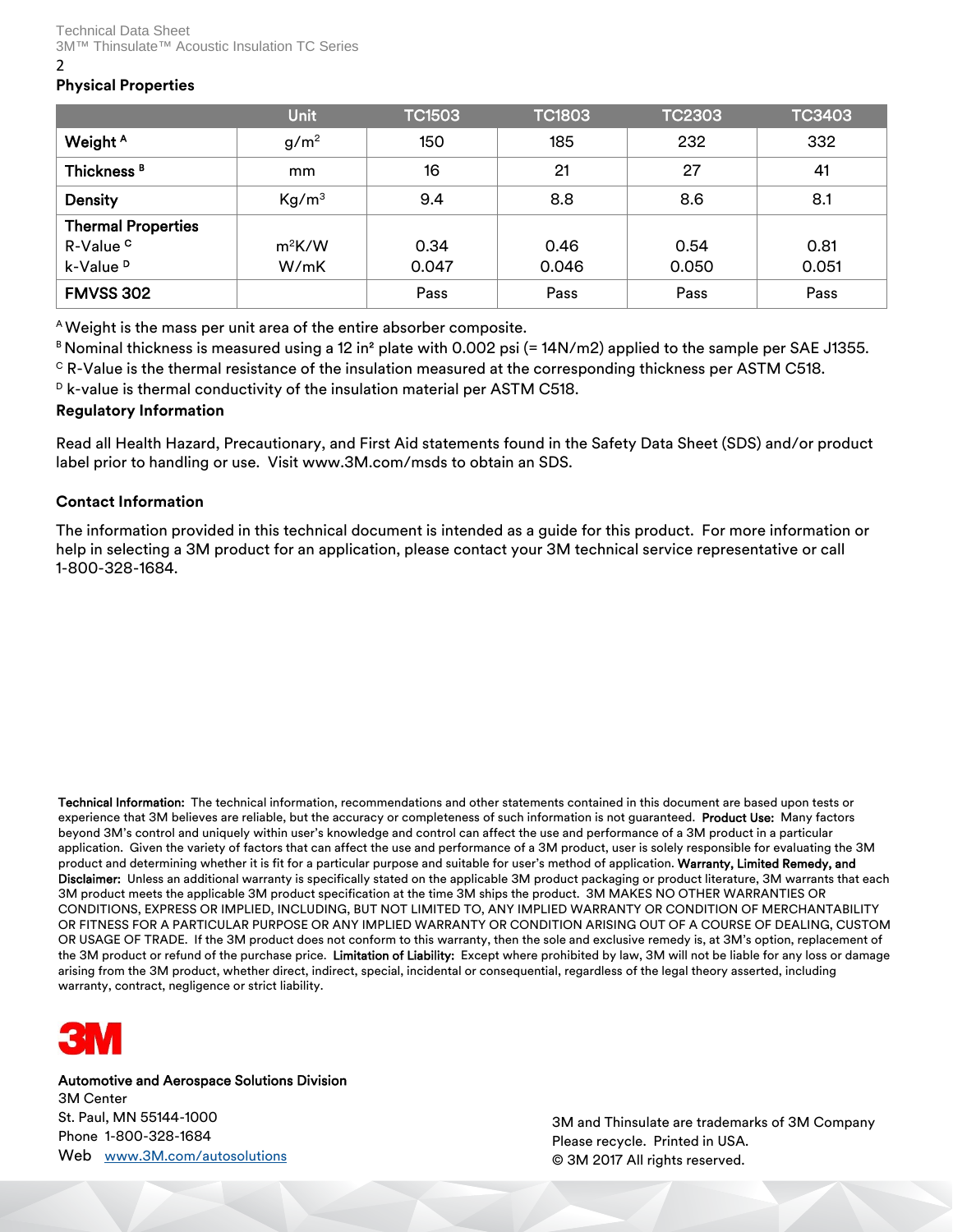## Physical Properties

| | Unit | TC1503 | TC1803 | TC2303 | TC3403 |
|---|---|---|---|---|---|
| **Weight** [A] | $g/m^2$ | 150 | 185 | 232 | 332 |
| **Thickness** [B] | mm | 16 | 21 | 27 | 41 |
| **Density** | $Kg/m^3$ | 9.4 | 8.8 | 8.6 | 8.1 |
| **Thermal Properties**<br>R-Value [C]<br>k-Value [D] | <br>$m^2K/W$<br>W/mK | <br>0.34<br>0.047 | <br>0.46<br>0.046 | <br>0.54<br>0.050 | <br>0.81<br>0.051 |
| **FMVSS 302** | | Pass | Pass | Pass | Pass |

[A] Weight is the mass per unit area of the entire absorber composite.
[B] Nominal thickness is measured using a 12 $in^2$ plate with 0.002 psi (= 14N/m2) applied to the sample per SAE J1355.
[C] R-Value is the thermal resistance of the insulation measured at the corresponding thickness per ASTM C518.
[D] k-value is thermal conductivity of the insulation material per ASTM C518.

### Regulatory Information

Read all Health Hazard, Precautionary, and First Aid statements found in the Safety Data Sheet (SDS) and/or product label prior to handling or use. Visit www.3M.com/msds to obtain an SDS.

### Contact Information

The information provided in this technical document is intended as a guide for this product. For more information or help in selecting a 3M product for an application, please contact your 3M technical service representative or call 1-800-328-1684.

**Technical Information:** The technical information, recommendations and other statements contained in this document are based upon tests or experience that 3M believes are reliable, but the accuracy or completeness of such information is not guaranteed. **Product Use:** Many factors beyond 3M's control and uniquely within user's knowledge and control can affect the use and performance of a 3M product in a particular application. Given the variety of factors that can affect the use and performance of a 3M product, user is solely responsible for evaluating the 3M product and determining whether it is fit for a particular purpose and suitable for user's method of application. **Warranty, Limited Remedy, and Disclaimer:** Unless an additional warranty is specifically stated on the applicable 3M product packaging or product literature, 3M warrants that each 3M product meets the applicable 3M product specification at the time 3M ships the product. 3M MAKES NO OTHER WARRANTIES OR CONDITIONS, EXPRESS OR IMPLIED, INCLUDING, BUT NOT LIMITED TO, ANY IMPLIED WARRANTY OR CONDITION OF MERCHANTABILITY OR FITNESS FOR A PARTICULAR PURPOSE OR ANY IMPLIED WARRANTY OR CONDITION ARISING OUT OF A COURSE OF DEALING, CUSTOM OR USAGE OF TRADE. If the 3M product does not conform to this warranty, then the sole and exclusive remedy is, at 3M's option, replacement of the 3M product or refund of the purchase price. **Limitation of Liability:** Except where prohibited by law, 3M will not be liable for any loss or damage arising from the 3M product, whether direct, indirect, special, incidental or consequential, regardless of the legal theory asserted, including warranty, contract, negligence or strict liability.

3M

**Automotive and Aerospace Solutions Division**
3M Center
St. Paul, MN 55144-1000
Phone 1-800-328-1684
Web www.3M.com/autosolutions

3M and Thinsulate are trademarks of 3M Company
Please recycle. Printed in USA.
© 3M 2017 All rights reserved.